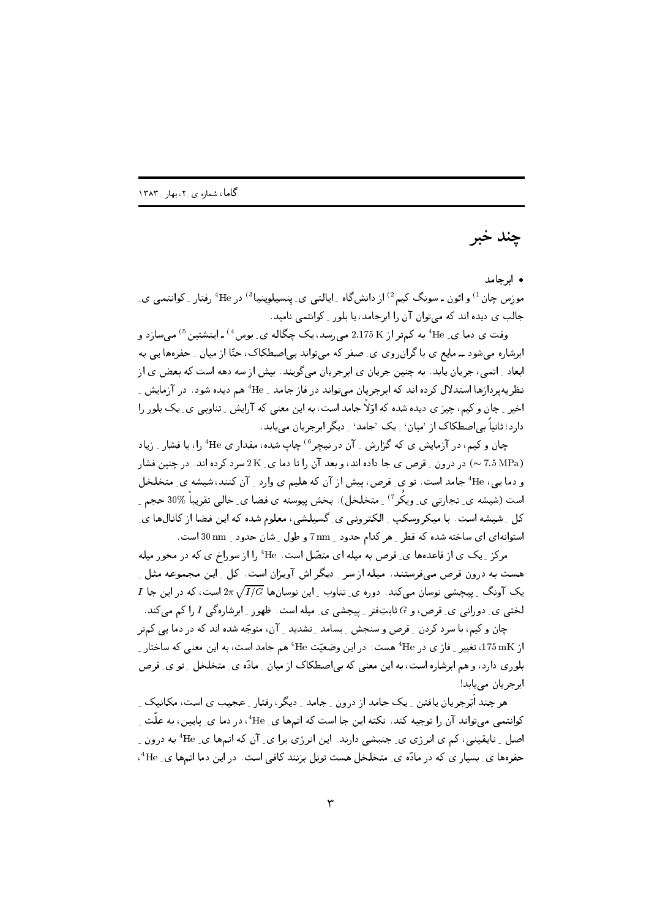# چند خبر

• ابرجامد

موزس چان [1] و ائون ـ سونگ کیم [2] از دانش‌گاه ـ ایالتی ی ـ پنسیلوینیا [3] در $^4$He رفتار ـ کوانتمی ی ـ جالب ی دیده اند که می‌توان آن را ابرجامد، یا بلور ـ کوانتمی نامید.

وقت ی دما ی ـ $^4$He به کم‌تر از $2.175\,\mathrm{K}$ می‌رسد، یک چگاله ی ـ بوس [4] ـ اینشتین [5] می‌سازد و ابرشاره می‌شود ـ مایع ی با گران‌روی ی ـ صفر که می‌تواند بی‌اصطکاک، حتّا از میان ـ حفره‌ها یی به ابعاد ـ اتمی، جریان یابد. به چنین جریان ی ابرجریان می‌گویند. بیش از سه دهه است که بعض ی از نظریه‌پردازها استدلال کرده اند که ابرجریان می‌تواند در فاز جامد ـ $^4$He هم دیده شود. در آزمایش ـ اخیر ـ چان و کیم، چیز ی دیده شده که اوّلاً جامد است، به این معنی که آرایش ـ تناوبی ی ـ یک بلور را دارد؛ ثانیاً بی‌اصطکاک از 'میان' ـ یک 'جامد' ـ دیگر ابرجریان می‌یابد.

چان و کیم، در آزمایش ی که گزارش ـ آن در نیچر [6] چاپ شده، مقدار ی $^4$He را، با فشار ـ زیاد ($\sim 7.5\,\mathrm{MPa}$) در درون ـ قرص ی جا داده اند، و بعد آن را تا دما ی ـ $2\,\mathrm{K}$ سرد کرده اند. در چنین فشار و دما یی، $^4$He جامد است. تو ی ـ قرص، پیش از آن که هلیم ی وارد ـ آن کنند، شیشه ی ـ متخلخل است (شیشه ی ـ تجارتی ی ـ ویکُر [7] ـ متخلخل). بخش پیوسته ی فضا ی ـ خالی تقریباً 30% حجم ـ کل ـ شیشه است. با میکروسکپ ـ الکترونی ی ـ گسیلشی، معلوم شده که این فضا از کانال‌ها ی ـ استوانه‌ای ی ساخته شده که قطر ـ هر کدام حدود ـ $7\,\mathrm{nm}$ و طول ـ شان حدود ـ $30\,\mathrm{nm}$ است.

مرکز ـ یک ی از قاعده‌ها ی ـ قرص به میله ای متصّل است. $^4$He را از سوراخ ی که در محور میله هست به درون قرص می‌فرستند. میله از سر ـ دیگر اش آویزان است. کل ـ این مجموعه مثل ـ یک آونگ ـ پیچشی نوسان می‌کند. دوره ی ـ تناوب ـ این نوسان‌ها $2\pi\sqrt{I/G}$ است، که در این جا $I$ لختی ی ـ دورانی ی ـ قرص، و $G$ ثابتِ‌فنر ـ پیچشی ی ـ میله است. ظهور ـ ابرشارگی $I$ را کم می‌کند.

چان و کیم، با سرد کردن ـ قرص و سنجش ـ بسامد ـ تشدید ـ آن، متوجّه شده اند که در دما یی کم‌تر از $175\,\mathrm{mK}$، تغییر ـ فاز ی در $^4$He هست: در این وضعیّت $^4$He هم جامد است، به این معنی که ساختار ـ بلوری دارد، و هم ابرشاره است، به این معنی که بی‌اصطکاک از میان ـ مادّه ی ـ متخلخل ـ تو ی ـ قرص ابرجریان می‌یابد!

هر چند اَبَرجریان یافتن ـ یک جامد از درون ـ جامد ـ دیگر، رفتار ـ عجیب ی است، مکانیک ـ کوانتمی می‌تواند آن را توجیه کند. نکته این جا است که اتم‌ها ی ـ $^4$He، در دما ی ـ پایین، به علّت ـ اصل ـ نایقینی، کم ی انرژی ی ـ جنبشی دارند. این انرژی برا ی ـ آن که اتم‌ها ی ـ $^4$He به درون ـ حفره‌ها ی ـ بسیار ی که در مادّه ی ـ متخلخل هست تونل بزنند کافی است. در این دما اتم‌ها ی ـ $^4$He،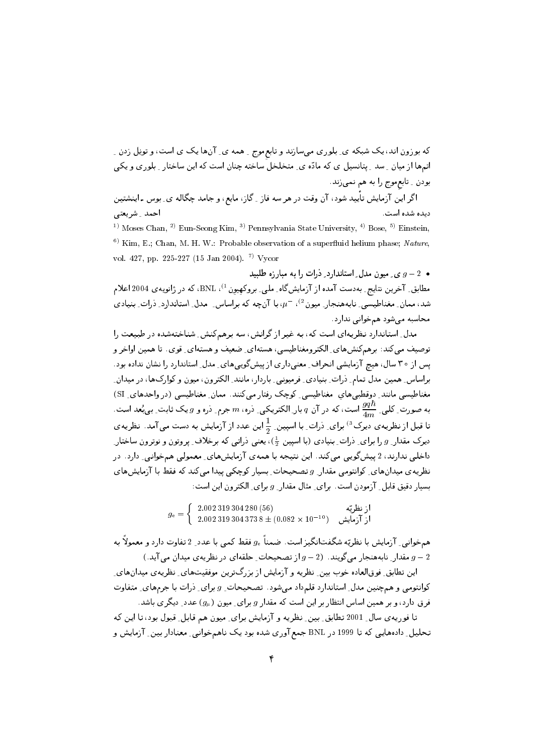که بوزون اند، یک شبکه ی ِ بلوری می‌سازند و تابع‌موج ِ همه ی ِ آن‌ها یک ی است، و تونل زدن ِ اتم‌ها از میان ِ سد ِ پتانسیل ی که ماده ی ِ متخلخل ساخته چنان است که این ساختار ِ بلوری و یکی بودن ِ تابع‌موج را به هم نمی‌زند.

اگر این آزمایش تأیید شود، آن وقت در هر سه فاز ِ گاز، مایع، و جامد چگاله ی ِ بوس ـ اینشتین دیده شده است. احمد ِ شریعتی

[1] Moses Chan, [2] Eun-Seong Kim, [3] Pennsylvania State University, [4] Bose, [5] Einstein, [6] Kim, E.; Chan, M. H. W.: Probable observation of a superfluid helium phase; *Nature*, vol. 427, pp. 225-227 (15 Jan 2004). [7] Vycor

- **$g-2$ ی ِ میون مدل ِ استاندارد ِ ذرات را به مبارزه طلبید**

مطابق ِ آخرین نتایج ِ به‌دست آمده از آزمایش‌گاه ِ ملی ِ بروکهیون [1]، BNL، که در ژانویه‌ی 2004 اعلام شد، ممان ِ مغناطیسی ِ نابه‌هنجار ِ میون [2]، $\mu^-$، با آن‌چه که براساس ِ مدل ِ استاندارد ِ ذرات ِ بنیادی محاسبه می‌شود هم‌خوانی ندارد.

مدل ِ استاندارد نظریه‌ای است که، به غیر از گرانش، سه برهم‌کنش ِ شناخته‌شده در طبیعت را توصیف می‌کند: برهم‌کنش‌های ِ الکترومغناطیسی، هسته‌ای ِ ضعیف و هسته‌ای ِ قوی. تا همین اواخر و پس از ۳۰ سال، هیچ آزمایشی انحراف ِ معنی‌داری از پیش‌گویی‌های ِ مدل ِ استاندارد را نشان نداده بود. براساس ِ همین مدل تمام ِ ذرات ِ بنیادی ِ فرمیونی ِ باردار، مانند ِ الکترون، میون و کوارک‌ها، در میدان ِ مغناطیسی مانند ِ دوقطبی‌های ِ مغناطیسی ِ کوچک رفتار می‌کنند. ممان ِ مغناطیسی (در واحدهای ِ SI) به صورت ِ کلی ِ $\frac{gq\hbar}{4m}$ است، که در آن $q$ بار ِ الکتریکی ِ ذره، $m$ جرم ِ ذره و $g$ یک ثابت ِ بی‌بُعد است. تا قبل از نظریه‌ی دیرک [3] برای ِ ذرات ِ با اسپین ِ $\frac{1}{2}$ این عدد از آزمایش به دست می‌آمد. نظریه‌ی دیرک مقدار ِ $g$ را برای ِ ذرات ِ بنیادی (با اسپین $\frac{1}{2}$)، یعنی ذراتی که برخلاف ِ پروتون و نوترون ساختار ِ داخلی ندارند، 2 پیش‌گویی می‌کند. این نتیجه با همه‌ی آزمایش‌های ِ معمولی هم‌خوانی ِ دارد. در نظریه‌ی میدان‌های ِ کوانتومی مقدار ِ $g$ تصحیحات ِ بسیار کوچکی پیدا می‌کند که فقط با آزمایش‌های بسیار دقیق قابل ِ آزمودن است. برای ِ مثال مقدار ِ $g$ برای ِ الکترون این است:

$$g_e = \begin{cases} 2.002\,319\,304\,280\,(56) & \text{از نظریّه} \\ 2.002\,319\,304\,373\,8 \pm (0.082 \times 10^{-10}) & \text{از آزمایش} \end{cases}$$

هم‌خوانی ِ آزمایش با نظریّه شگفت‌انگیز است. ضمناً $g_e$ فقط کمی با عدد ِ 2 تفاوت دارد و معمولاً به $g-2$ مقدار ِ نابه‌هنجار می‌گویند. ($g-2$ از تصحیحات ِ حلقه‌ای در نظریه‌ی میدان می‌آید.)

این تطابق ِ فوق‌العاده خوب بین ِ نظریه و آزمایش از بزرگ‌ترین موفقیت‌های ِ نظریه‌ی میدان‌های ِ کوانتومی و هم‌چنین مدل ِ استاندارد قلم‌داد می‌شود. تصحیحات ِ $g$ برای ِ ذرات با جرم‌های ِ متفاوت فرق دارد، و بر همین اساس انتظار بر این است که مقدار $g$ برای ِ میون ($g_\mu$) عدد ِ دیگری باشد.

تا فوریه‌ی سال ِ 2001 تطابق ِ بین ِ نظریه و آزمایش برای ِ میون هم قابل ِ قبول بود، تا این که تحلیل ِ داده‌هایی که تا 1999 در BNL جمع‌آوری شده بود یک ناهم‌خوانی ِ معنادار بین ِ آزمایش و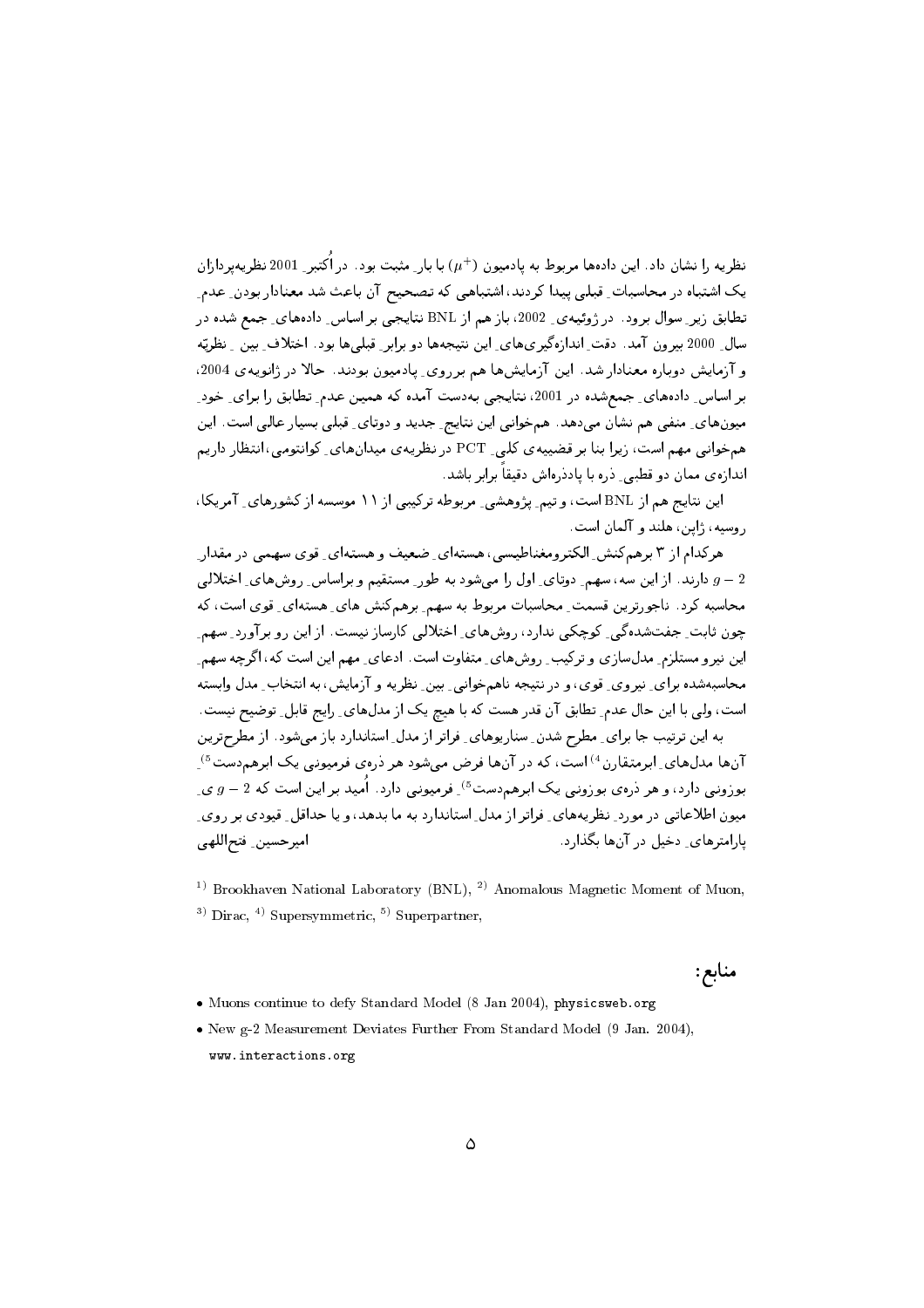نظریه را نشان داد. این داده‌ها مربوط به پادمیون ($\mu^+$) با بار مثبت بود. در اُکتبر 2001 نظریه‌پردازان یک اشتباه در محاسبات قبلی پیدا کردند، اشتباهی که تصحیح آن باعث شد معنادار بودن عدم تطابق زیر سوال برود. در ژوئیه‌ی 2002، باز هم از BNL نتایجی بر اساس داده‌های جمع شده در سال 2000 بیرون آمد. دقت اندازه‌گیری‌های این نتیجه‌ها دو برابر قبلی‌ها بود. اختلاف بین نظریه و آزمایش دوباره معنادار شد. این آزمایش‌ها هم برروی پادمیون بودند. حالا در ژانویه‌ی 2004، بر اساس داده‌های جمع‌شده در 2001، نتایجی به‌دست آمده که همین عدم تطابق را برای خود میون‌های منفی هم نشان می‌دهد. هم‌خوانی این نتایج جدید و دوتای قبلی بسیار عالی است. این هم‌خوانی مهم است، زیرا بنا بر قضیه‌ی کلی PCT در نظریه‌ی میدان‌های کوانتومی، انتظار داریم اندازه‌ی ممان دو قطبی ذره با پادذره‌اش دقیقاً برابر باشد.

این نتایج هم از BNL است، و تیم پژوهشی مربوطه ترکیبی از ۱۱ موسسه از کشورهای آمریکا، روسیه، ژاپن، هلند و آلمان است.

هرکدام از ۳ برهم‌کنش الکترومغناطیسی، هسته‌ای ضعیف و هسته‌ای قوی سهمی در مقدار $g-2$ دارند. از این سه، سهم دوتای اول را می‌شود به طور مستقیم و براساس روش‌های اختلالی محاسبه کرد. ناجورترین قسمت محاسبات مربوط به سهم برهم‌کنش های هسته‌ای قوی است، که چون ثابت جفت‌شدگی کوچکی ندارد، روش‌های اختلالی کارساز نیست. از این رو برآورد سهم این نیرو مستلزم مدل‌سازی و ترکیب روش‌های متفاوت است. ادعای مهم این است که، اگرچه سهم محاسبه‌شده برای نیروی قوی، و در نتیجه ناهم‌خوانی بین نظریه و آزمایش، به انتخاب مدل وابسته است، ولی با این حال عدم تطابق آن قدر هست که با هیچ یک از مدل‌های رایج قابل توضیح نیست.

به این ترتیب جا برای مطرح شدن سناریوهای فراتر از مدل استاندارد باز می‌شود. از مطرح‌ترین آن‌ها مدل‌های ابرمتقارن[4] است، که در آن‌ها فرض می‌شود هر ذره‌ی فرمیونی یک ابرهم‌دست[5] بوزونی دارد، و هر ذره‌ی بوزونی یک ابرهم‌دست[5] فرمیونی دارد. اُمید بر این است که $g-2$ ی میون اطلاعاتی در مورد نظریه‌های فراتر از مدل استاندارد به ما بدهد، و یا حداقل قیودی بر روی پارامترهای دخیل در آن‌ها بگذارد.

امیرحسین فتح‌اللهی

[1] Brookhaven National Laboratory (BNL), [2] Anomalous Magnetic Moment of Muon, [3] Dirac, [4] Supersymmetric, [5] Superpartner,

## منابع:

- Muons continue to defy Standard Model (8 Jan 2004), physicsweb.org
- New g-2 Measurement Deviates Further From Standard Model (9 Jan. 2004), www.interactions.org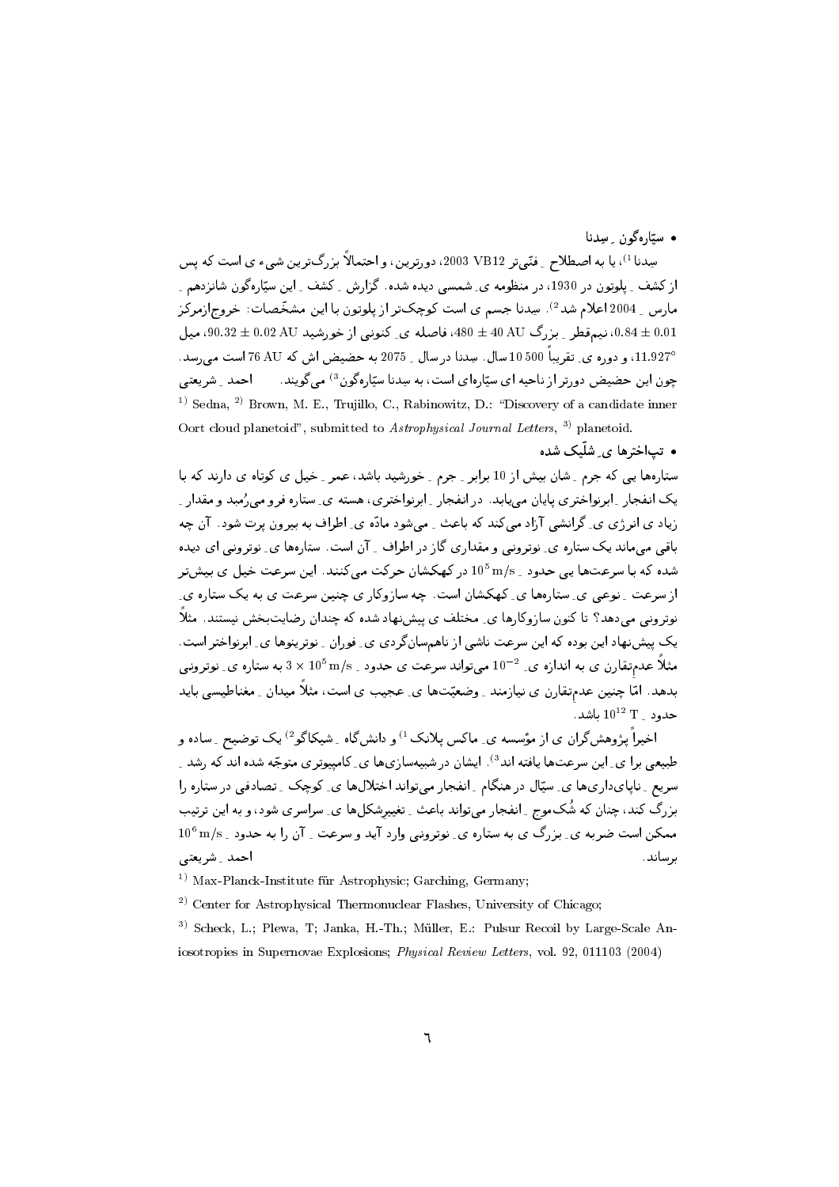• سیّاره‌گون ِ سِدنا

سِدنا[1]، یا به اصطلاح ِ فنّی‌تر 2003 VB12، دورترین، و احتمالاً بزرگ‌ترین شیء ی است که پس از کشف ِ پلوتون در 1930، در منظومه ی ِ شمسی دیده شده. گزارش ِ کشف ِ این سیّاره‌گون شانزدهم ِ مارس ِ 2004 اعلام شد[2]. سدنا جسم ی است کوچک‌تر از پلوتون با این مشخّصات: خروج‌ازمرکز $0.84 \pm 0.01$، نیم‌قطر ِ بزرگ ِ $480 \pm 40$ AU، فاصله ی ِ کنونی از خورشید $90.32 \pm 0.02$ AU، میل $11.927^\circ$، و دوره ی ِ تقریباً 10 500 سال. سدنا در سال ِ 2075 به حضیض اش که 76 AU است می‌رسد. چون این حضیض دورتر از ناحیه ای سیّاره‌ای است، به سدنا سیّاره‌گون[3] می‌گویند. احمد ِ شریعتی

[1] Sedna, [2] Brown, M. E., Trujillo, C., Rabinowitz, D.: "Discovery of a candidate inner Oort cloud planetoid", submitted to *Astrophysical Journal Letters*, [3] planetoid.

• تپ‌اخترها ی ِ شلّیک شده

ستاره‌ها یی که جرم ِ شان بیش از 10 برابر ِ جرم ِ خورشید باشد، عمر ِ خیلی ی کوتاه ی دارند که با یک انفجار ِ ابرنواختری پایان می‌یابد. در انفجار ِ ابرنواختری، هسته ی ِ ستاره فرو می‌رُمبد و مقدار ِ زیاد ی انرژی ی ِ گرانشی آزاد می‌کند که باعث ِ می‌شود مادّه ی ِ اطراف به بیرون پرت شود. آن چه باقی می‌ماند یک ستاره ی ِ نوترونی و مقداری گاز در اطراف ِ آن است. ستاره‌ها ی ِ نوترونی ای دیده شده که با سرعت‌ها یی حدود ِ $10^5\,\mathrm{m/s}$ در کهکشان حرکت می‌کنند. این سرعت خیلی ی بیش‌تر از سرعت ِ نوعی ی ِ ستاره‌ها ی ِ کهکشان است. چه سازوکار ی چنین سرعت ی به یک ستاره ی ِ نوترونی می‌دهد؟ تا کنون سازوکارها ی ِ مختلف ی پیش‌نهاد شده که چندان رضایت‌بخش نیستند. مثلاً یک پیش‌نهاد این بوده که این سرعت ناشی از ناهم‌سان‌گردی ی ِ فوران ِ نوترینوها ی ِ ابرنواختر است. مثلاً عدم‌تقارن ی به اندازه ی ِ $10^{-2}$ می‌تواند سرعت ی حدود ِ $3 \times 10^5\,\mathrm{m/s}$ به ستاره ی ِ نوترونی بدهد. امّا چنین عدم‌تقارن ی نیازمند ِ وضعیّت‌ها ی ِ عجیب ی است، مثلاً میدان ِ مغناطیسی باید حدود ِ $10^{12}$ T باشد.

اخیراً پژوهش‌گران ی از مؤسسه ی ِ ماکس پلانک[1] و دانش‌گاه ِ شیکاگو[2] یک توضیح ِ ساده و طبیعی برا ی ِ این سرعت‌ها یافته اند[3]. ایشان در شبیه‌سازی‌ها ی ِ کامپیوتری متوجّه شده اند که رشد ِ سریع ِ ناپای‌داری‌ها ی ِ سیّال در هنگام ِ انفجار می‌تواند اختلال‌ها ی ِ کوچک ِ تصادفی در ستاره را بزرگ کند، چنان که شُک‌موج ِ انفجار می‌تواند باعث ِ تغییرشکل‌ها ی ِ سراسری شود، و به این ترتیب ممکن است ضربه ی ِ بزرگ ی به ستاره ی ِ نوترونی وارد آید و سرعت ِ آن را به حدود ِ $10^6\,\mathrm{m/s}$ برساند. احمد ِ شریعتی

[1] Max-Planck-Institute für Astrophysic; Garching, Germany;

[2] Center for Astrophysical Thermonuclear Flashes, University of Chicago;

[3] Scheck, L.; Plewa, T; Janka, H.-Th.; Müller, E.: Pulsur Recoil by Large-Scale Aniosotropies in Supernovae Explosions; *Physical Review Letters*, vol. 92, 011103 (2004)